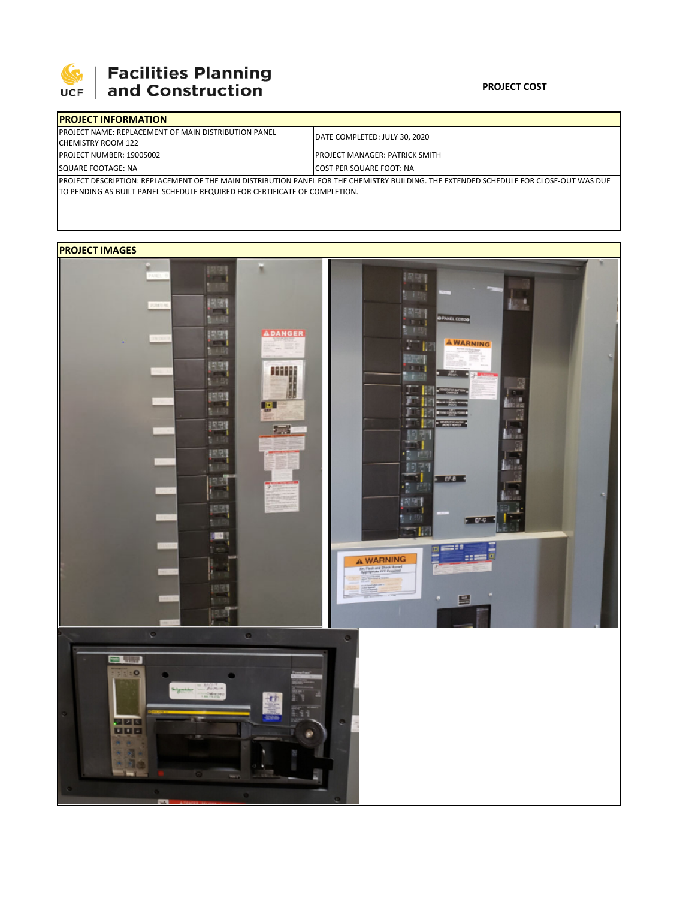Facilities Planning and Construction

**PROJECT COST**

| PROJECT INFORMATION | |
|---|---|
| PROJECT NAME: REPLACEMENT OF MAIN DISTRIBUTION PANEL CHEMISTRY ROOM 122 | DATE COMPLETED: JULY 30, 2020 |
| PROJECT NUMBER: 19005002 | PROJECT MANAGER: PATRICK SMITH |
| SQUARE FOOTAGE: NA | COST PER SQUARE FOOT: NA |

PROJECT DESCRIPTION: REPLACEMENT OF THE MAIN DISTRIBUTION PANEL FOR THE CHEMISTRY BUILDING. THE EXTENDED SCHEDULE FOR CLOSE-OUT WAS DUE TO PENDING AS-BUILT PANEL SCHEDULE REQUIRED FOR CERTIFICATE OF COMPLETION.

**PROJECT IMAGES**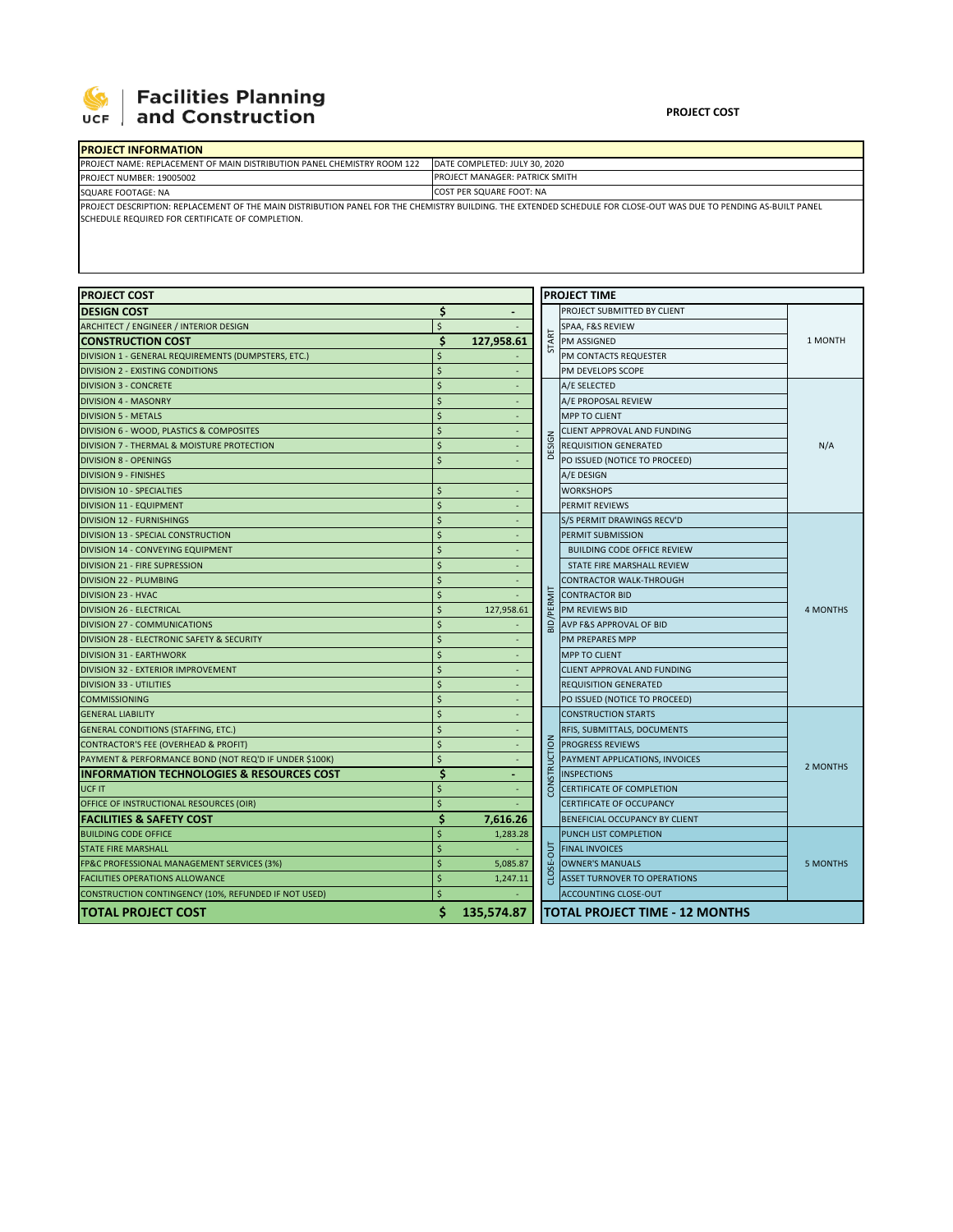**Facilities Planning and Construction**

**PROJECT COST**

| PROJECT INFORMATION | |
|---|---|
| PROJECT NAME: REPLACEMENT OF MAIN DISTRIBUTION PANEL CHEMISTRY ROOM 122 | DATE COMPLETED: JULY 30, 2020 |
| PROJECT NUMBER: 19005002 | PROJECT MANAGER: PATRICK SMITH |
| SQUARE FOOTAGE: NA | COST PER SQUARE FOOT: NA |

PROJECT DESCRIPTION: REPLACEMENT OF THE MAIN DISTRIBUTION PANEL FOR THE CHEMISTRY BUILDING. THE EXTENDED SCHEDULE FOR CLOSE-OUT WAS DUE TO PENDING AS-BUILT PANEL SCHEDULE REQUIRED FOR CERTIFICATE OF COMPLETION.

| PROJECT COST | |
|---|---|
| **DESIGN COST** | **$ -** |
| ARCHITECT / ENGINEER / INTERIOR DESIGN | $ - |
| **CONSTRUCTION COST** | **$ 127,958.61** |
| DIVISION 1 - GENERAL REQUIREMENTS (DUMPSTERS, ETC.) | $ - |
| DIVISION 2 - EXISTING CONDITIONS | $ - |
| DIVISION 3 - CONCRETE | $ - |
| DIVISION 4 - MASONRY | $ - |
| DIVISION 5 - METALS | $ - |
| DIVISION 6 - WOOD, PLASTICS & COMPOSITES | $ - |
| DIVISION 7 - THERMAL & MOISTURE PROTECTION | $ - |
| DIVISION 8 - OPENINGS | $ - |
| DIVISION 9 - FINISHES | |
| DIVISION 10 - SPECIALTIES | $ - |
| DIVISION 11 - EQUIPMENT | $ - |
| DIVISION 12 - FURNISHINGS | $ - |
| DIVISION 13 - SPECIAL CONSTRUCTION | $ - |
| DIVISION 14 - CONVEYING EQUIPMENT | $ - |
| DIVISION 21 - FIRE SUPRESSION | $ - |
| DIVISION 22 - PLUMBING | $ - |
| DIVISION 23 - HVAC | $ - |
| DIVISION 26 - ELECTRICAL | $ 127,958.61 |
| DIVISION 27 - COMMUNICATIONS | $ - |
| DIVISION 28 - ELECTRONIC SAFETY & SECURITY | $ - |
| DIVISION 31 - EARTHWORK | $ - |
| DIVISION 32 - EXTERIOR IMPROVEMENT | $ - |
| DIVISION 33 - UTILITIES | $ - |
| COMMISSIONING | $ - |
| GENERAL LIABILITY | $ - |
| GENERAL CONDITIONS (STAFFING, ETC.) | $ - |
| CONTRACTOR'S FEE (OVERHEAD & PROFIT) | $ - |
| PAYMENT & PERFORMANCE BOND (NOT REQ'D IF UNDER $100K) | $ - |
| **INFORMATION TECHNOLOGIES & RESOURCES COST** | **$ -** |
| UCF IT | $ - |
| OFFICE OF INSTRUCTIONAL RESOURCES (OIR) | $ - |
| **FACILITIES & SAFETY COST** | **$ 7,616.26** |
| BUILDING CODE OFFICE | $ 1,283.28 |
| STATE FIRE MARSHALL | $ - |
| FP&C PROFESSIONAL MANAGEMENT SERVICES (3%) | $ 5,085.87 |
| FACILITIES OPERATIONS ALLOWANCE | $ 1,247.11 |
| CONSTRUCTION CONTINGENCY (10%, REFUNDED IF NOT USED) | $ - |
| **TOTAL PROJECT COST** | **$ 135,574.87** |

| PROJECT TIME | | |
|---|---|---|
| START | PROJECT SUBMITTED BY CLIENT | 1 MONTH |
| | SPAA, F&S REVIEW | |
| | PM ASSIGNED | |
| | PM CONTACTS REQUESTER | |
| | PM DEVELOPS SCOPE | |
| DESIGN | A/E SELECTED | N/A |
| | A/E PROPOSAL REVIEW | |
| | MPP TO CLIENT | |
| | CLIENT APPROVAL AND FUNDING | |
| | REQUISITION GENERATED | |
| | PO ISSUED (NOTICE TO PROCEED) | |
| | A/E DESIGN | |
| | WORKSHOPS | |
| | PERMIT REVIEWS | |
| BID/PERMIT | S/S PERMIT DRAWINGS RECV'D | 4 MONTHS |
| | PERMIT SUBMISSION | |
| | BUILDING CODE OFFICE REVIEW | |
| | STATE FIRE MARSHALL REVIEW | |
| | CONTRACTOR WALK-THROUGH | |
| | CONTRACTOR BID | |
| | PM REVIEWS BID | |
| | AVP F&S APPROVAL OF BID | |
| | PM PREPARES MPP | |
| | MPP TO CLIENT | |
| | CLIENT APPROVAL AND FUNDING | |
| | REQUISITION GENERATED | |
| | PO ISSUED (NOTICE TO PROCEED) | |
| CONSTRUCTION | CONSTRUCTION STARTS | 2 MONTHS |
| | RFIS, SUBMITTALS, DOCUMENTS | |
| | PROGRESS REVIEWS | |
| | PAYMENT APPLICATIONS, INVOICES | |
| | INSPECTIONS | |
| | CERTIFICATE OF COMPLETION | |
| | CERTIFICATE OF OCCUPANCY | |
| | BENEFICIAL OCCUPANCY BY CLIENT | |
| CLOSE-OUT | PUNCH LIST COMPLETION | 5 MONTHS |
| | FINAL INVOICES | |
| | OWNER'S MANUALS | |
| | ASSET TURNOVER TO OPERATIONS | |
| | ACCOUNTING CLOSE-OUT | |
| **TOTAL PROJECT TIME - 12 MONTHS** | | |